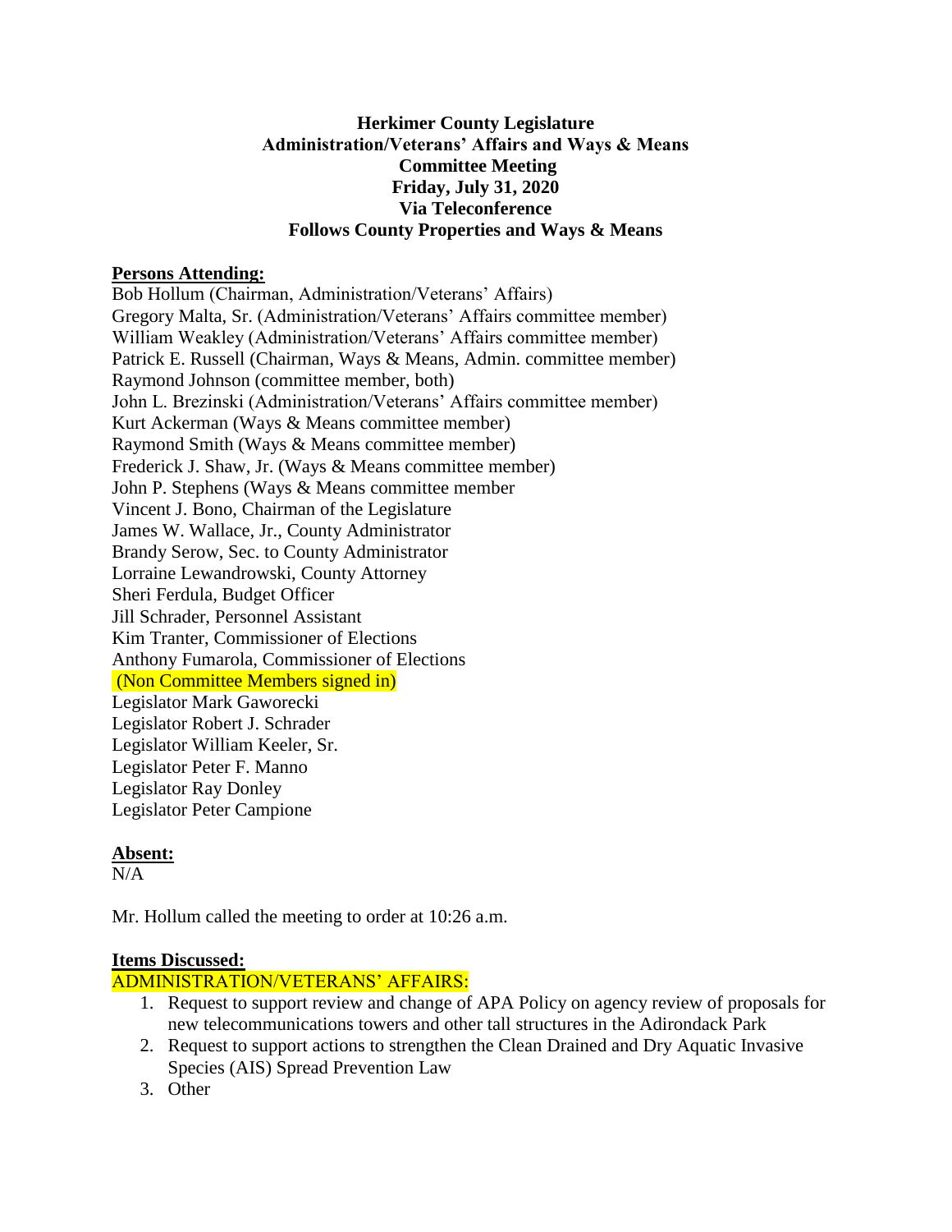**Herkimer County Legislature**
**Administration/Veterans' Affairs and Ways & Means**
**Committee Meeting**
**Friday, July 31, 2020**
**Via Teleconference**
**Follows County Properties and Ways & Means**

**Persons Attending:**

Bob Hollum (Chairman, Administration/Veterans' Affairs)
Gregory Malta, Sr. (Administration/Veterans' Affairs committee member)
William Weakley (Administration/Veterans' Affairs committee member)
Patrick E. Russell (Chairman, Ways & Means, Admin. committee member)
Raymond Johnson (committee member, both)
John L. Brezinski (Administration/Veterans' Affairs committee member)
Kurt Ackerman (Ways & Means committee member)
Raymond Smith (Ways & Means committee member)
Frederick J. Shaw, Jr. (Ways & Means committee member)
John P. Stephens (Ways & Means committee member
Vincent J. Bono, Chairman of the Legislature
James W. Wallace, Jr., County Administrator
Brandy Serow, Sec. to County Administrator
Lorraine Lewandrowski, County Attorney
Sheri Ferdula, Budget Officer
Jill Schrader, Personnel Assistant
Kim Tranter, Commissioner of Elections
Anthony Fumarola, Commissioner of Elections
(Non Committee Members signed in)
Legislator Mark Gaworecki
Legislator Robert J. Schrader
Legislator William Keeler, Sr.
Legislator Peter F. Manno
Legislator Ray Donley
Legislator Peter Campione

**Absent:**

N/A

Mr. Hollum called the meeting to order at 10:26 a.m.

**Items Discussed:**

ADMINISTRATION/VETERANS' AFFAIRS:

1. Request to support review and change of APA Policy on agency review of proposals for new telecommunications towers and other tall structures in the Adirondack Park
2. Request to support actions to strengthen the Clean Drained and Dry Aquatic Invasive Species (AIS) Spread Prevention Law
3. Other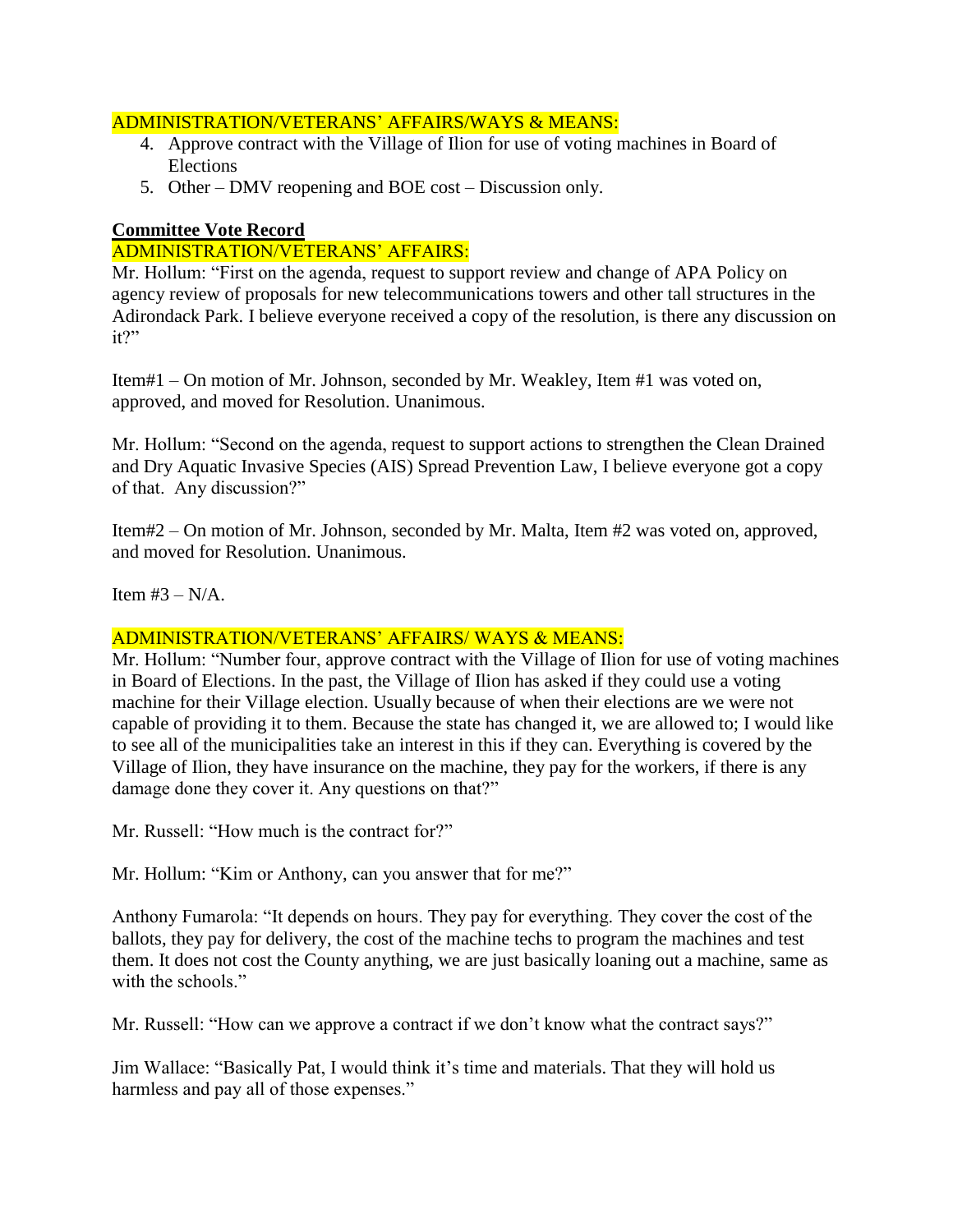ADMINISTRATION/VETERANS' AFFAIRS/WAYS & MEANS:

4. Approve contract with the Village of Ilion for use of voting machines in Board of Elections
5. Other – DMV reopening and BOE cost – Discussion only.

**Committee Vote Record**

ADMINISTRATION/VETERANS' AFFAIRS:

Mr. Hollum: "First on the agenda, request to support review and change of APA Policy on agency review of proposals for new telecommunications towers and other tall structures in the Adirondack Park. I believe everyone received a copy of the resolution, is there any discussion on it?"

Item#1 – On motion of Mr. Johnson, seconded by Mr. Weakley, Item #1 was voted on, approved, and moved for Resolution. Unanimous.

Mr. Hollum: "Second on the agenda, request to support actions to strengthen the Clean Drained and Dry Aquatic Invasive Species (AIS) Spread Prevention Law, I believe everyone got a copy of that. Any discussion?"

Item#2 – On motion of Mr. Johnson, seconded by Mr. Malta, Item #2 was voted on, approved, and moved for Resolution. Unanimous.

Item #3 – N/A.

ADMINISTRATION/VETERANS' AFFAIRS/ WAYS & MEANS:

Mr. Hollum: "Number four, approve contract with the Village of Ilion for use of voting machines in Board of Elections. In the past, the Village of Ilion has asked if they could use a voting machine for their Village election. Usually because of when their elections are we were not capable of providing it to them. Because the state has changed it, we are allowed to; I would like to see all of the municipalities take an interest in this if they can. Everything is covered by the Village of Ilion, they have insurance on the machine, they pay for the workers, if there is any damage done they cover it. Any questions on that?"

Mr. Russell: "How much is the contract for?"

Mr. Hollum: "Kim or Anthony, can you answer that for me?"

Anthony Fumarola: "It depends on hours. They pay for everything. They cover the cost of the ballots, they pay for delivery, the cost of the machine techs to program the machines and test them. It does not cost the County anything, we are just basically loaning out a machine, same as with the schools."

Mr. Russell: "How can we approve a contract if we don't know what the contract says?"

Jim Wallace: "Basically Pat, I would think it's time and materials. That they will hold us harmless and pay all of those expenses."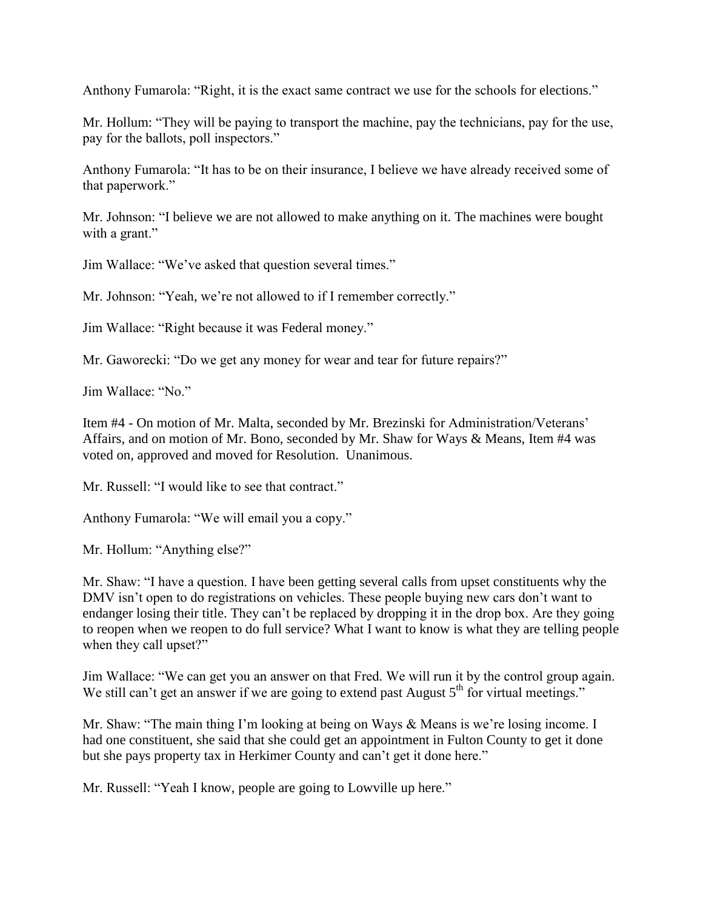Anthony Fumarola: "Right, it is the exact same contract we use for the schools for elections."

Mr. Hollum: "They will be paying to transport the machine, pay the technicians, pay for the use, pay for the ballots, poll inspectors."

Anthony Fumarola: "It has to be on their insurance, I believe we have already received some of that paperwork."

Mr. Johnson: "I believe we are not allowed to make anything on it. The machines were bought with a grant."

Jim Wallace: "We've asked that question several times."

Mr. Johnson: "Yeah, we're not allowed to if I remember correctly."

Jim Wallace: "Right because it was Federal money."

Mr. Gaworecki: "Do we get any money for wear and tear for future repairs?"

Jim Wallace: "No."

Item #4 - On motion of Mr. Malta, seconded by Mr. Brezinski for Administration/Veterans' Affairs, and on motion of Mr. Bono, seconded by Mr. Shaw for Ways & Means, Item #4 was voted on, approved and moved for Resolution. Unanimous.

Mr. Russell: "I would like to see that contract."

Anthony Fumarola: "We will email you a copy."

Mr. Hollum: "Anything else?"

Mr. Shaw: "I have a question. I have been getting several calls from upset constituents why the DMV isn't open to do registrations on vehicles. These people buying new cars don't want to endanger losing their title. They can't be replaced by dropping it in the drop box. Are they going to reopen when we reopen to do full service? What I want to know is what they are telling people when they call upset?"

Jim Wallace: "We can get you an answer on that Fred. We will run it by the control group again. We still can't get an answer if we are going to extend past August 5th for virtual meetings."

Mr. Shaw: "The main thing I'm looking at being on Ways & Means is we're losing income. I had one constituent, she said that she could get an appointment in Fulton County to get it done but she pays property tax in Herkimer County and can't get it done here."

Mr. Russell: "Yeah I know, people are going to Lowville up here."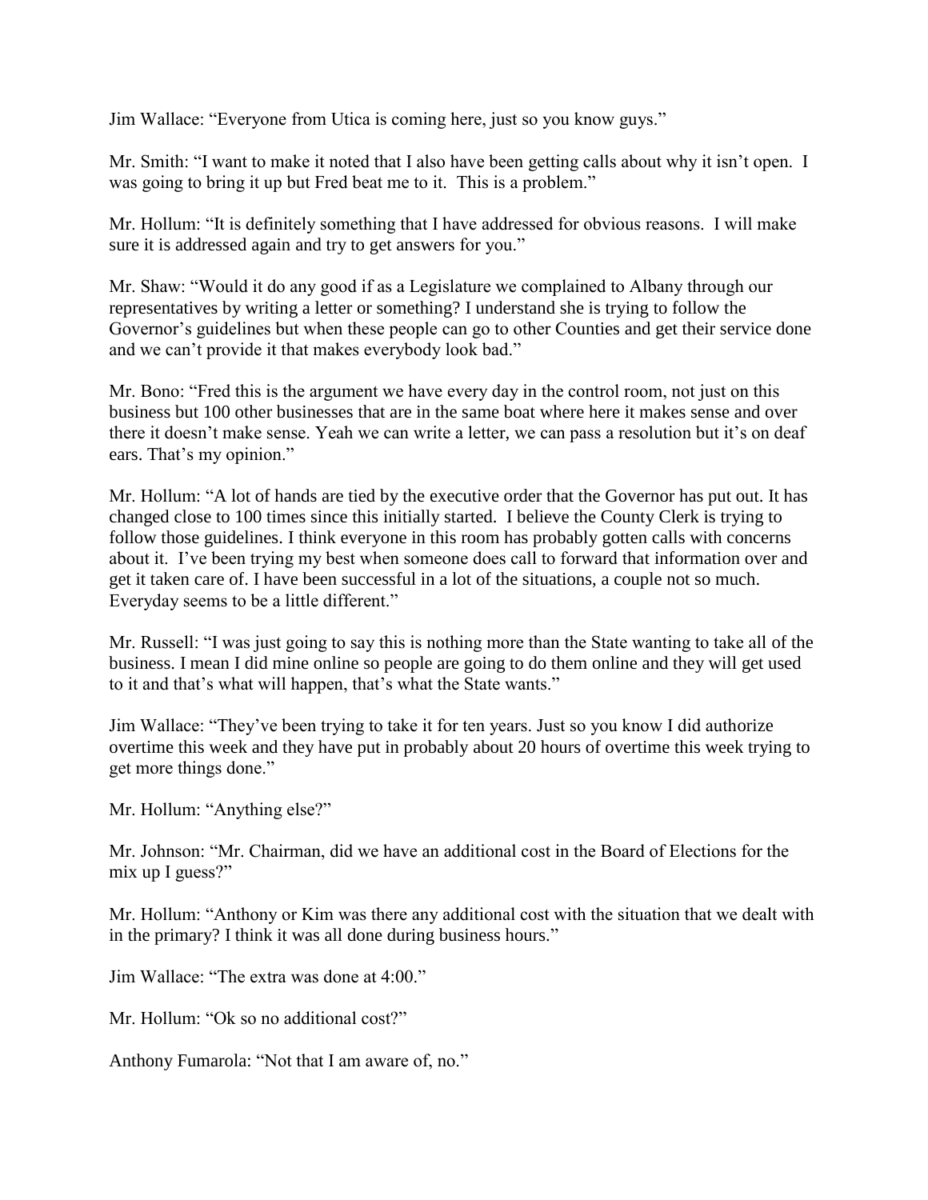Jim Wallace: "Everyone from Utica is coming here, just so you know guys."

Mr. Smith: "I want to make it noted that I also have been getting calls about why it isn't open. I was going to bring it up but Fred beat me to it. This is a problem."

Mr. Hollum: "It is definitely something that I have addressed for obvious reasons. I will make sure it is addressed again and try to get answers for you."

Mr. Shaw: "Would it do any good if as a Legislature we complained to Albany through our representatives by writing a letter or something? I understand she is trying to follow the Governor's guidelines but when these people can go to other Counties and get their service done and we can't provide it that makes everybody look bad."

Mr. Bono: "Fred this is the argument we have every day in the control room, not just on this business but 100 other businesses that are in the same boat where here it makes sense and over there it doesn't make sense. Yeah we can write a letter, we can pass a resolution but it's on deaf ears. That's my opinion."

Mr. Hollum: "A lot of hands are tied by the executive order that the Governor has put out. It has changed close to 100 times since this initially started. I believe the County Clerk is trying to follow those guidelines. I think everyone in this room has probably gotten calls with concerns about it. I've been trying my best when someone does call to forward that information over and get it taken care of. I have been successful in a lot of the situations, a couple not so much. Everyday seems to be a little different."

Mr. Russell: "I was just going to say this is nothing more than the State wanting to take all of the business. I mean I did mine online so people are going to do them online and they will get used to it and that's what will happen, that's what the State wants."

Jim Wallace: "They've been trying to take it for ten years. Just so you know I did authorize overtime this week and they have put in probably about 20 hours of overtime this week trying to get more things done."

Mr. Hollum: "Anything else?"

Mr. Johnson: "Mr. Chairman, did we have an additional cost in the Board of Elections for the mix up I guess?"

Mr. Hollum: "Anthony or Kim was there any additional cost with the situation that we dealt with in the primary? I think it was all done during business hours."

Jim Wallace: "The extra was done at 4:00."

Mr. Hollum: "Ok so no additional cost?"

Anthony Fumarola: "Not that I am aware of, no."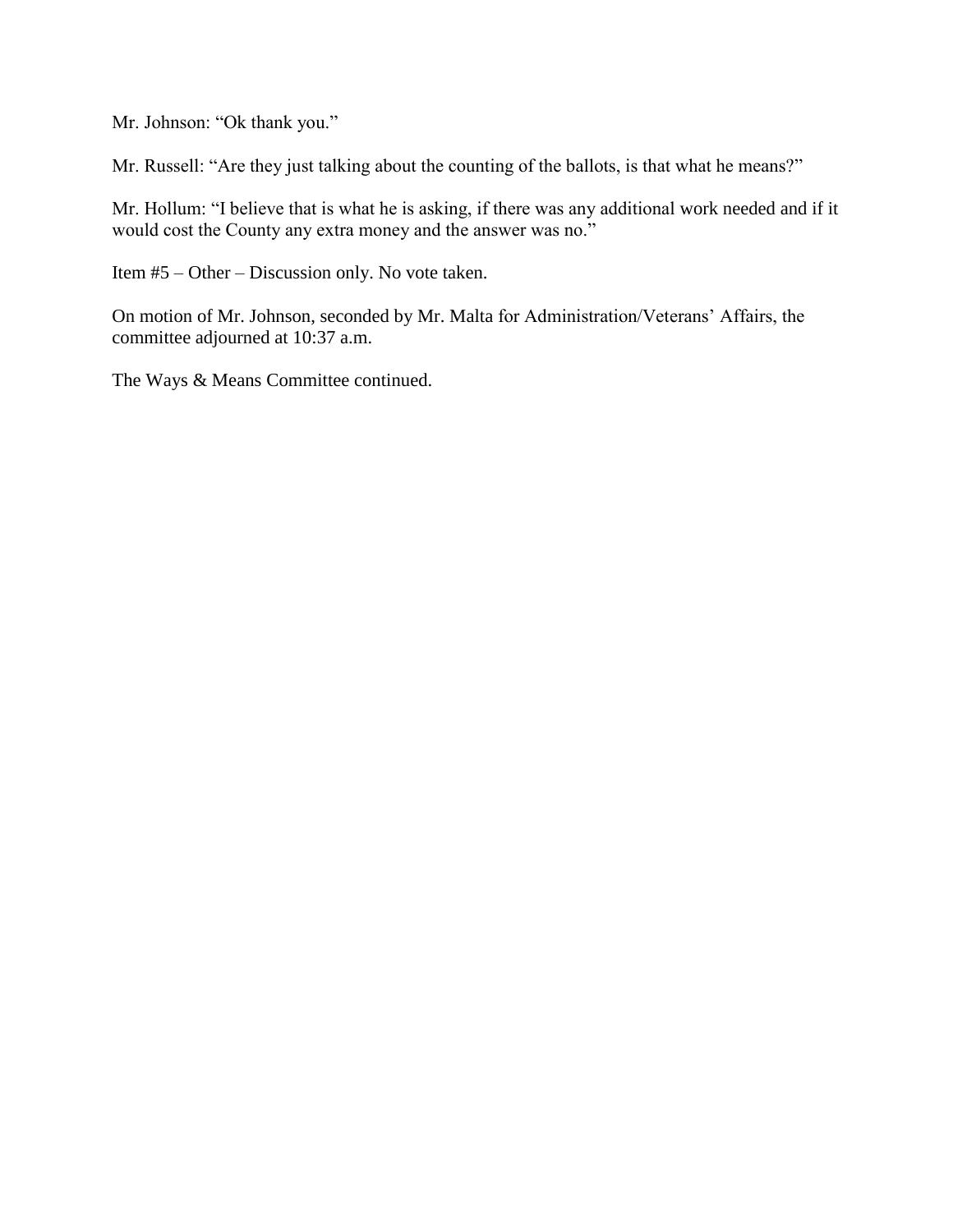Mr. Johnson: "Ok thank you."

Mr. Russell: "Are they just talking about the counting of the ballots, is that what he means?"

Mr. Hollum: "I believe that is what he is asking, if there was any additional work needed and if it would cost the County any extra money and the answer was no."

Item #5 – Other – Discussion only. No vote taken.

On motion of Mr. Johnson, seconded by Mr. Malta for Administration/Veterans' Affairs, the committee adjourned at 10:37 a.m.

The Ways & Means Committee continued.